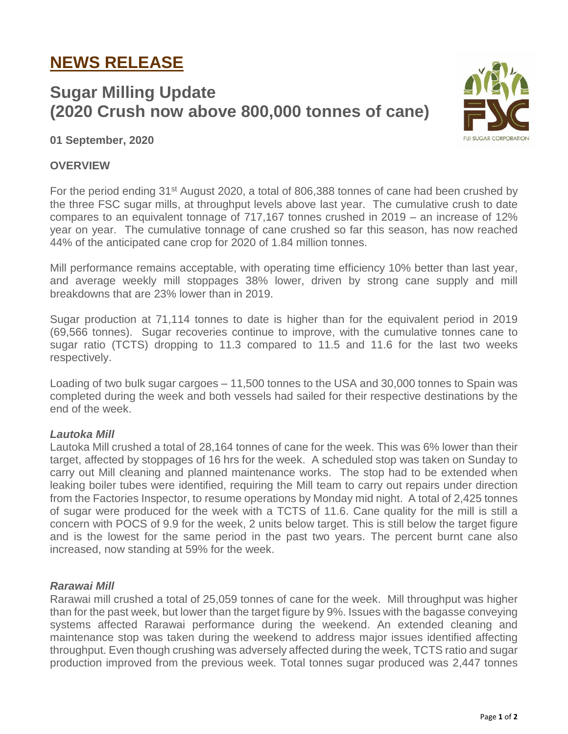# NEWS RELEASE

## Sugar Milling Update (2020 Crush now above 800,000 tonnes of cane)

**01 September, 2020**

### OVERVIEW

For the period ending 31st August 2020, a total of 806,388 tonnes of cane had been crushed by the three FSC sugar mills, at throughput levels above last year. The cumulative crush to date compares to an equivalent tonnage of 717,167 tonnes crushed in 2019 – an increase of 12% year on year. The cumulative tonnage of cane crushed so far this season, has now reached 44% of the anticipated cane crop for 2020 of 1.84 million tonnes.

Mill performance remains acceptable, with operating time efficiency 10% better than last year, and average weekly mill stoppages 38% lower, driven by strong cane supply and mill breakdowns that are 23% lower than in 2019.

Sugar production at 71,114 tonnes to date is higher than for the equivalent period in 2019 (69,566 tonnes). Sugar recoveries continue to improve, with the cumulative tonnes cane to sugar ratio (TCTS) dropping to 11.3 compared to 11.5 and 11.6 for the last two weeks respectively.

Loading of two bulk sugar cargoes – 11,500 tonnes to the USA and 30,000 tonnes to Spain was completed during the week and both vessels had sailed for their respective destinations by the end of the week.

***Lautoka Mill***

Lautoka Mill crushed a total of 28,164 tonnes of cane for the week. This was 6% lower than their target, affected by stoppages of 16 hrs for the week. A scheduled stop was taken on Sunday to carry out Mill cleaning and planned maintenance works. The stop had to be extended when leaking boiler tubes were identified, requiring the Mill team to carry out repairs under direction from the Factories Inspector, to resume operations by Monday mid night. A total of 2,425 tonnes of sugar were produced for the week with a TCTS of 11.6. Cane quality for the mill is still a concern with POCS of 9.9 for the week, 2 units below target. This is still below the target figure and is the lowest for the same period in the past two years. The percent burnt cane also increased, now standing at 59% for the week.

***Rarawai Mill***

Rarawai mill crushed a total of 25,059 tonnes of cane for the week. Mill throughput was higher than for the past week, but lower than the target figure by 9%. Issues with the bagasse conveying systems affected Rarawai performance during the weekend. An extended cleaning and maintenance stop was taken during the weekend to address major issues identified affecting throughput. Even though crushing was adversely affected during the week, TCTS ratio and sugar production improved from the previous week. Total tonnes sugar produced was 2,447 tonnes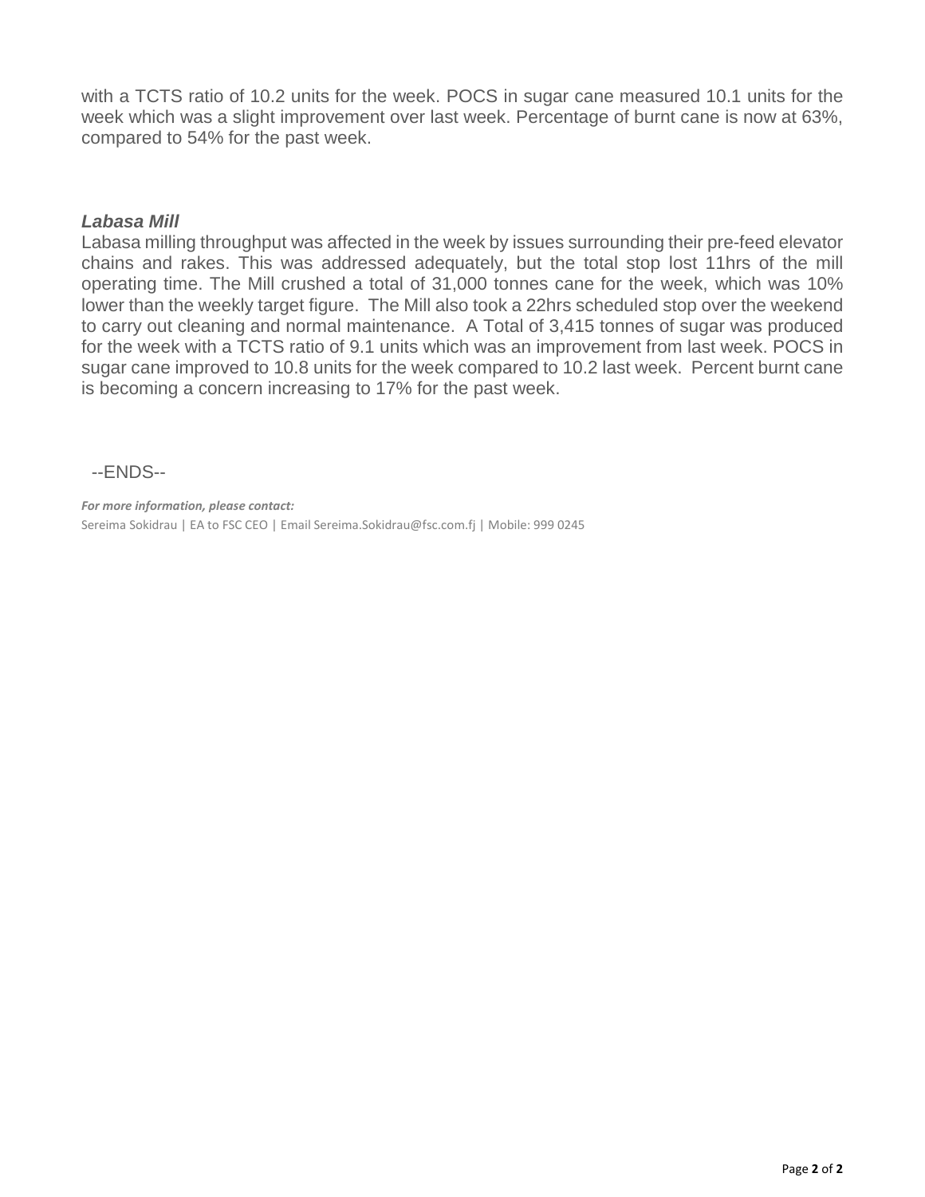with a TCTS ratio of 10.2 units for the week. POCS in sugar cane measured 10.1 units for the week which was a slight improvement over last week. Percentage of burnt cane is now at 63%, compared to 54% for the past week.

***Labasa Mill***

Labasa milling throughput was affected in the week by issues surrounding their pre-feed elevator chains and rakes. This was addressed adequately, but the total stop lost 11hrs of the mill operating time. The Mill crushed a total of 31,000 tonnes cane for the week, which was 10% lower than the weekly target figure. The Mill also took a 22hrs scheduled stop over the weekend to carry out cleaning and normal maintenance. A Total of 3,415 tonnes of sugar was produced for the week with a TCTS ratio of 9.1 units which was an improvement from last week. POCS in sugar cane improved to 10.8 units for the week compared to 10.2 last week. Percent burnt cane is becoming a concern increasing to 17% for the past week.

--ENDS--

***For more information, please contact:***

Sereima Sokidrau | EA to FSC CEO | Email Sereima.Sokidrau@fsc.com.fj | Mobile: 999 0245